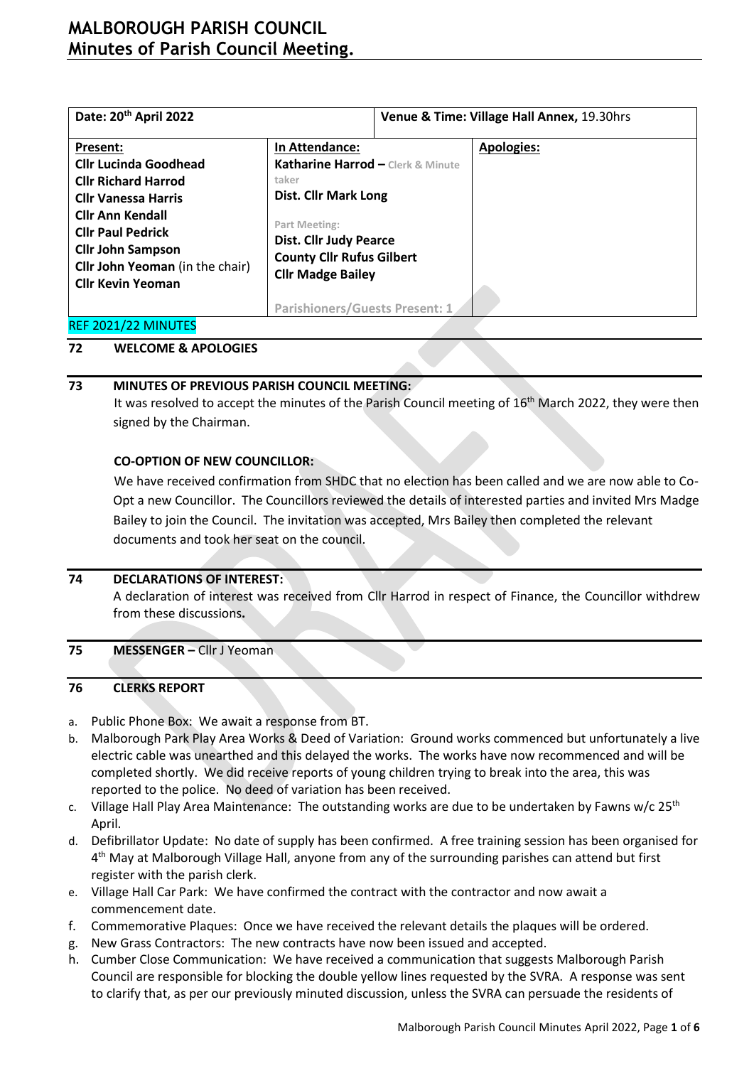# MALBOROUGH PARISH COUNCIL
## Minutes of Parish Council Meeting.

| Date: 20th April 2022 | | Venue & Time: Village Hall Annex, 19.30hrs |
|---|---|---|
| **Present:**<br>**Cllr Lucinda Goodhead**<br>**Cllr Richard Harrod**<br>**Cllr Vanessa Harris**<br>**Cllr Ann Kendall**<br>**Cllr Paul Pedrick**<br>**Cllr John Sampson**<br>**Cllr John Yeoman** (in the chair)<br>**Cllr Kevin Yeoman** | **In Attendance:**<br>**Katharine Harrod –** Clerk & Minute taker<br>**Dist. Cllr Mark Long**<br><br>Part Meeting:<br>**Dist. Cllr Judy Pearce**<br>**County Cllr Rufus Gilbert**<br>**Cllr Madge Bailey**<br><br>Parishioners/Guests Present: 1 | **Apologies:** |

REF 2021/22 MINUTES

**72 WELCOME & APOLOGIES**

**73 MINUTES OF PREVIOUS PARISH COUNCIL MEETING:**

It was resolved to accept the minutes of the Parish Council meeting of 16th March 2022, they were then signed by the Chairman.

**CO-OPTION OF NEW COUNCILLOR:**

We have received confirmation from SHDC that no election has been called and we are now able to Co-Opt a new Councillor. The Councillors reviewed the details of interested parties and invited Mrs Madge Bailey to join the Council. The invitation was accepted, Mrs Bailey then completed the relevant documents and took her seat on the council.

**74 DECLARATIONS OF INTEREST:**

A declaration of interest was received from Cllr Harrod in respect of Finance, the Councillor withdrew from these discussions**.**

**75 MESSENGER –** Cllr J Yeoman

**76 CLERKS REPORT**

a. Public Phone Box: We await a response from BT.
b. Malborough Park Play Area Works & Deed of Variation: Ground works commenced but unfortunately a live electric cable was unearthed and this delayed the works. The works have now recommenced and will be completed shortly. We did receive reports of young children trying to break into the area, this was reported to the police. No deed of variation has been received.
c. Village Hall Play Area Maintenance: The outstanding works are due to be undertaken by Fawns w/c 25th April.
d. Defibrillator Update: No date of supply has been confirmed. A free training session has been organised for 4th May at Malborough Village Hall, anyone from any of the surrounding parishes can attend but first register with the parish clerk.
e. Village Hall Car Park: We have confirmed the contract with the contractor and now await a commencement date.
f. Commemorative Plaques: Once we have received the relevant details the plaques will be ordered.
g. New Grass Contractors: The new contracts have now been issued and accepted.
h. Cumber Close Communication: We have received a communication that suggests Malborough Parish Council are responsible for blocking the double yellow lines requested by the SVRA. A response was sent to clarify that, as per our previously minuted discussion, unless the SVRA can persuade the residents of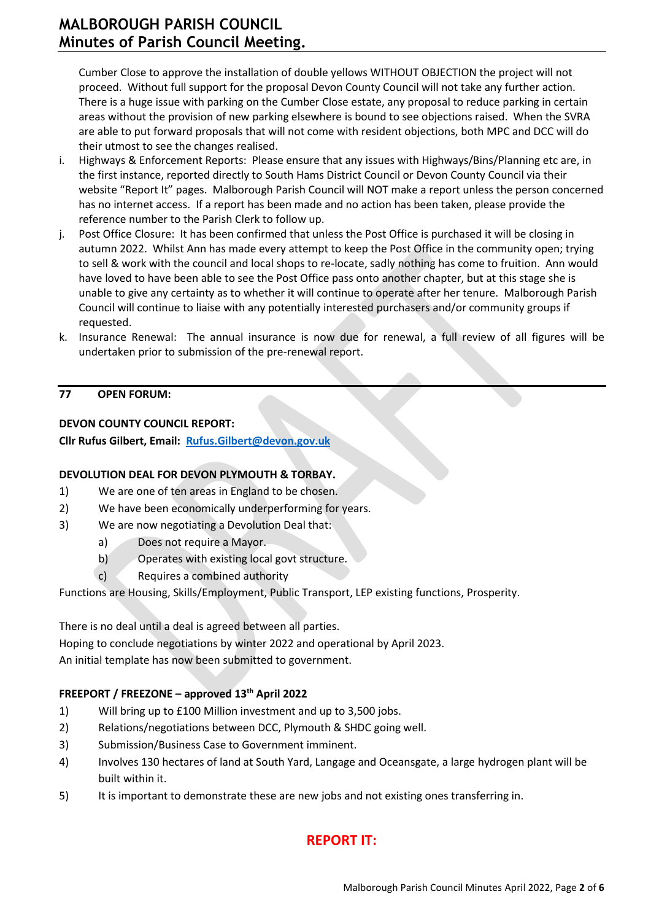Cumber Close to approve the installation of double yellows WITHOUT OBJECTION the project will not proceed. Without full support for the proposal Devon County Council will not take any further action. There is a huge issue with parking on the Cumber Close estate, any proposal to reduce parking in certain areas without the provision of new parking elsewhere is bound to see objections raised. When the SVRA are able to put forward proposals that will not come with resident objections, both MPC and DCC will do their utmost to see the changes realised.

i. Highways & Enforcement Reports: Please ensure that any issues with Highways/Bins/Planning etc are, in the first instance, reported directly to South Hams District Council or Devon County Council via their website "Report It" pages. Malborough Parish Council will NOT make a report unless the person concerned has no internet access. If a report has been made and no action has been taken, please provide the reference number to the Parish Clerk to follow up.
j. Post Office Closure: It has been confirmed that unless the Post Office is purchased it will be closing in autumn 2022. Whilst Ann has made every attempt to keep the Post Office in the community open; trying to sell & work with the council and local shops to re-locate, sadly nothing has come to fruition. Ann would have loved to have been able to see the Post Office pass onto another chapter, but at this stage she is unable to give any certainty as to whether it will continue to operate after her tenure. Malborough Parish Council will continue to liaise with any potentially interested purchasers and/or community groups if requested.
k. Insurance Renewal: The annual insurance is now due for renewal, a full review of all figures will be undertaken prior to submission of the pre-renewal report.

---

**77 OPEN FORUM:**

**DEVON COUNTY COUNCIL REPORT:**

**Cllr Rufus Gilbert, Email: Rufus.Gilbert@devon.gov.uk**

**DEVOLUTION DEAL FOR DEVON PLYMOUTH & TORBAY.**

1) We are one of ten areas in England to be chosen.
2) We have been economically underperforming for years.
3) We are now negotiating a Devolution Deal that:
   a) Does not require a Mayor.
   b) Operates with existing local govt structure.
   c) Requires a combined authority

Functions are Housing, Skills/Employment, Public Transport, LEP existing functions, Prosperity.

There is no deal until a deal is agreed between all parties.
Hoping to conclude negotiations by winter 2022 and operational by April 2023.
An initial template has now been submitted to government.

**FREEPORT / FREEZONE – approved 13th April 2022**

1) Will bring up to £100 Million investment and up to 3,500 jobs.
2) Relations/negotiations between DCC, Plymouth & SHDC going well.
3) Submission/Business Case to Government imminent.
4) Involves 130 hectares of land at South Yard, Langage and Oceansgate, a large hydrogen plant will be built within it.
5) It is important to demonstrate these are new jobs and not existing ones transferring in.

**REPORT IT:**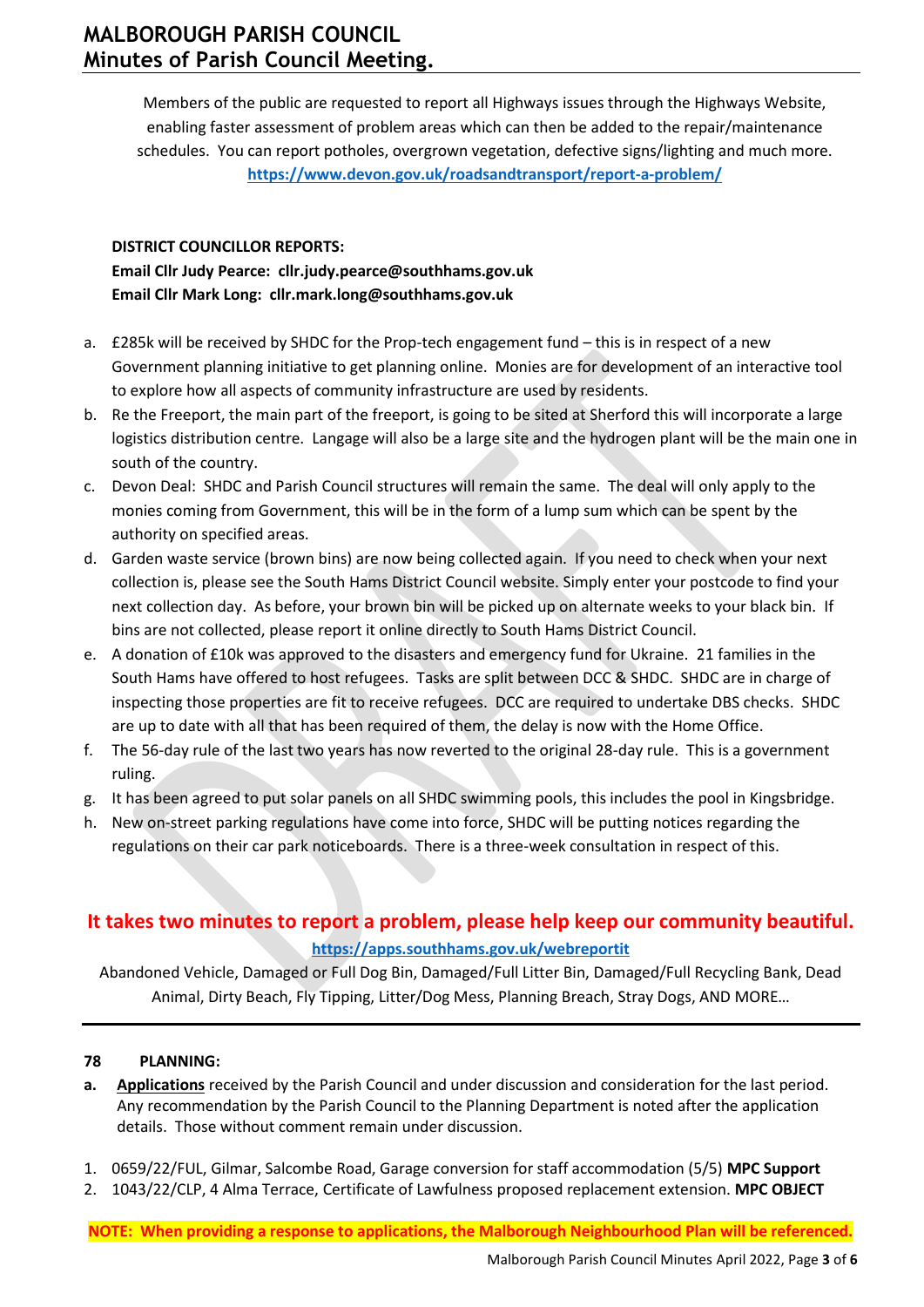Members of the public are requested to report all Highways issues through the Highways Website, enabling faster assessment of problem areas which can then be added to the repair/maintenance schedules. You can report potholes, overgrown vegetation, defective signs/lighting and much more. **https://www.devon.gov.uk/roadsandtransport/report-a-problem/**

**DISTRICT COUNCILLOR REPORTS:**
**Email Cllr Judy Pearce: cllr.judy.pearce@southhams.gov.uk**
**Email Cllr Mark Long: cllr.mark.long@southhams.gov.uk**

a. £285k will be received by SHDC for the Prop-tech engagement fund – this is in respect of a new Government planning initiative to get planning online. Monies are for development of an interactive tool to explore how all aspects of community infrastructure are used by residents.
b. Re the Freeport, the main part of the freeport, is going to be sited at Sherford this will incorporate a large logistics distribution centre. Langage will also be a large site and the hydrogen plant will be the main one in south of the country.
c. Devon Deal: SHDC and Parish Council structures will remain the same. The deal will only apply to the monies coming from Government, this will be in the form of a lump sum which can be spent by the authority on specified areas.
d. Garden waste service (brown bins) are now being collected again. If you need to check when your next collection is, please see the South Hams District Council website. Simply enter your postcode to find your next collection day. As before, your brown bin will be picked up on alternate weeks to your black bin. If bins are not collected, please report it online directly to South Hams District Council.
e. A donation of £10k was approved to the disasters and emergency fund for Ukraine. 21 families in the South Hams have offered to host refugees. Tasks are split between DCC & SHDC. SHDC are in charge of inspecting those properties are fit to receive refugees. DCC are required to undertake DBS checks. SHDC are up to date with all that has been required of them, the delay is now with the Home Office.
f. The 56-day rule of the last two years has now reverted to the original 28-day rule. This is a government ruling.
g. It has been agreed to put solar panels on all SHDC swimming pools, this includes the pool in Kingsbridge.
h. New on-street parking regulations have come into force, SHDC will be putting notices regarding the regulations on their car park noticeboards. There is a three-week consultation in respect of this.

**It takes two minutes to report a problem, please help keep our community beautiful.**

**https://apps.southhams.gov.uk/webreportit**

Abandoned Vehicle, Damaged or Full Dog Bin, Damaged/Full Litter Bin, Damaged/Full Recycling Bank, Dead Animal, Dirty Beach, Fly Tipping, Litter/Dog Mess, Planning Breach, Stray Dogs, AND MORE…

---

**78 PLANNING:**

**a.** **Applications** received by the Parish Council and under discussion and consideration for the last period. Any recommendation by the Parish Council to the Planning Department is noted after the application details. Those without comment remain under discussion.

1. 0659/22/FUL, Gilmar, Salcombe Road, Garage conversion for staff accommodation (5/5) **MPC Support**
2. 1043/22/CLP, 4 Alma Terrace, Certificate of Lawfulness proposed replacement extension. **MPC OBJECT**

**NOTE: When providing a response to applications, the Malborough Neighbourhood Plan will be referenced.**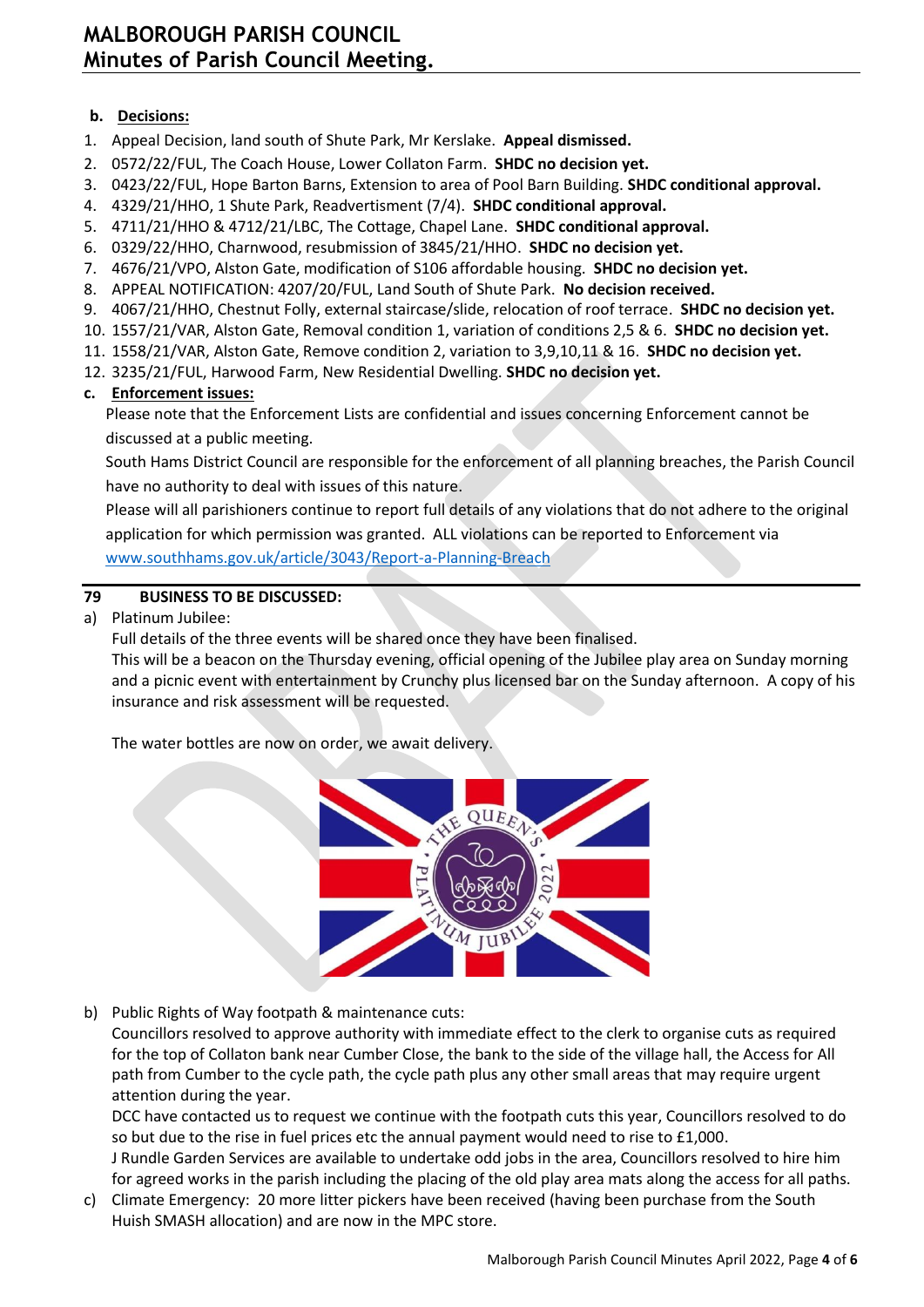**b. Decisions:**

1. Appeal Decision, land south of Shute Park, Mr Kerslake. **Appeal dismissed.**
2. 0572/22/FUL, The Coach House, Lower Collaton Farm. **SHDC no decision yet.**
3. 0423/22/FUL, Hope Barton Barns, Extension to area of Pool Barn Building. **SHDC conditional approval.**
4. 4329/21/HHO, 1 Shute Park, Readvertisment (7/4). **SHDC conditional approval.**
5. 4711/21/HHO & 4712/21/LBC, The Cottage, Chapel Lane. **SHDC conditional approval.**
6. 0329/22/HHO, Charnwood, resubmission of 3845/21/HHO. **SHDC no decision yet.**
7. 4676/21/VPO, Alston Gate, modification of S106 affordable housing. **SHDC no decision yet.**
8. APPEAL NOTIFICATION: 4207/20/FUL, Land South of Shute Park. **No decision received.**
9. 4067/21/HHO, Chestnut Folly, external staircase/slide, relocation of roof terrace. **SHDC no decision yet.**
10. 1557/21/VAR, Alston Gate, Removal condition 1, variation of conditions 2,5 & 6. **SHDC no decision yet.**
11. 1558/21/VAR, Alston Gate, Remove condition 2, variation to 3,9,10,11 & 16. **SHDC no decision yet.**
12. 3235/21/FUL, Harwood Farm, New Residential Dwelling. **SHDC no decision yet.**

**c. Enforcement issues:**

Please note that the Enforcement Lists are confidential and issues concerning Enforcement cannot be discussed at a public meeting.

South Hams District Council are responsible for the enforcement of all planning breaches, the Parish Council have no authority to deal with issues of this nature.

Please will all parishioners continue to report full details of any violations that do not adhere to the original application for which permission was granted. ALL violations can be reported to Enforcement via www.southhams.gov.uk/article/3043/Report-a-Planning-Breach

## 79 BUSINESS TO BE DISCUSSED:

a) Platinum Jubilee:

Full details of the three events will be shared once they have been finalised.

This will be a beacon on the Thursday evening, official opening of the Jubilee play area on Sunday morning and a picnic event with entertainment by Crunchy plus licensed bar on the Sunday afternoon. A copy of his insurance and risk assessment will be requested.

The water bottles are now on order, we await delivery.

b) Public Rights of Way footpath & maintenance cuts:

Councillors resolved to approve authority with immediate effect to the clerk to organise cuts as required for the top of Collaton bank near Cumber Close, the bank to the side of the village hall, the Access for All path from Cumber to the cycle path, the cycle path plus any other small areas that may require urgent attention during the year.

DCC have contacted us to request we continue with the footpath cuts this year, Councillors resolved to do so but due to the rise in fuel prices etc the annual payment would need to rise to £1,000.

J Rundle Garden Services are available to undertake odd jobs in the area, Councillors resolved to hire him for agreed works in the parish including the placing of the old play area mats along the access for all paths.

c) Climate Emergency: 20 more litter pickers have been received (having been purchase from the South Huish SMASH allocation) and are now in the MPC store.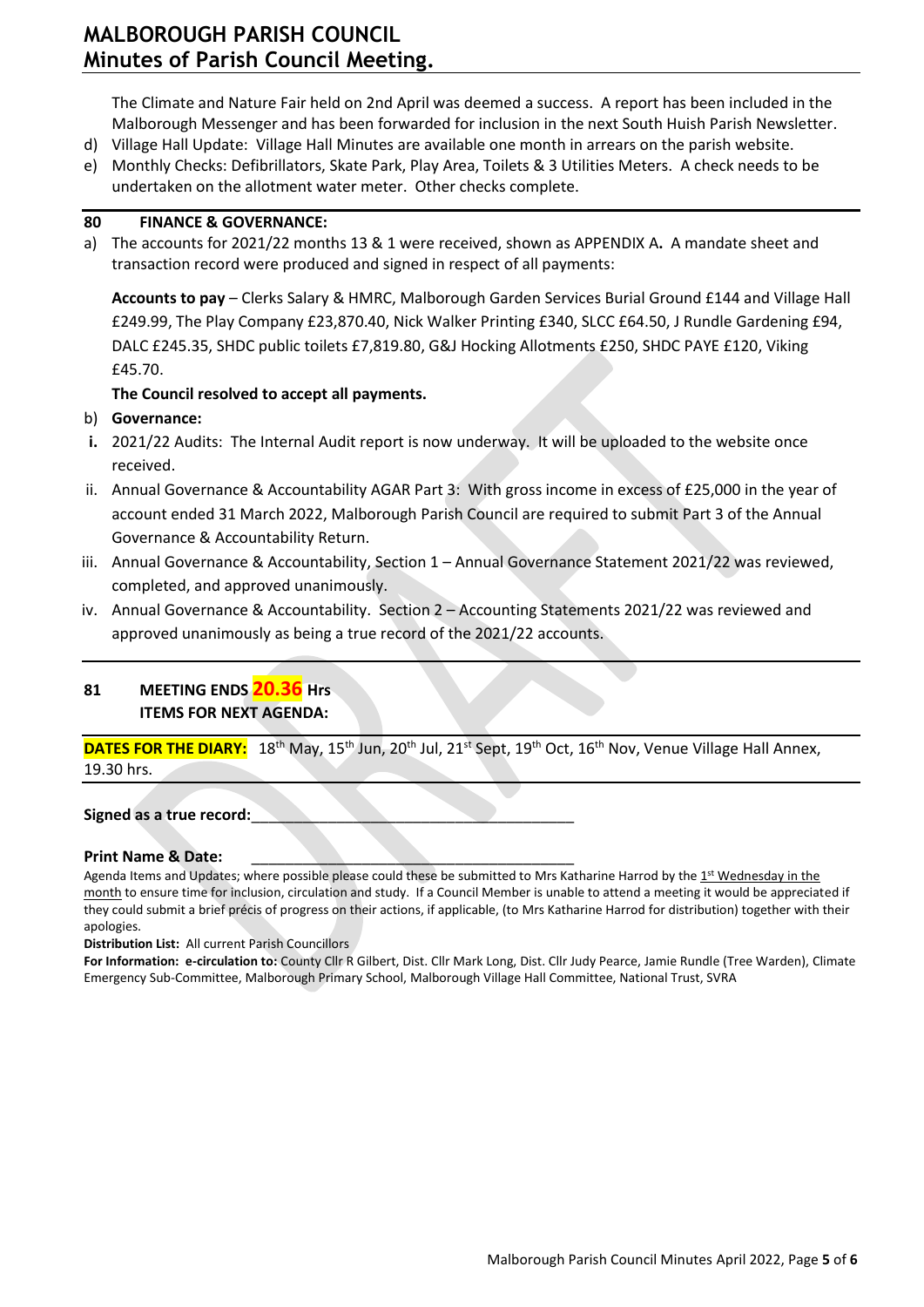The Climate and Nature Fair held on 2nd April was deemed a success. A report has been included in the Malborough Messenger and has been forwarded for inclusion in the next South Huish Parish Newsletter.

d) Village Hall Update: Village Hall Minutes are available one month in arrears on the parish website.
e) Monthly Checks: Defibrillators, Skate Park, Play Area, Toilets & 3 Utilities Meters. A check needs to be undertaken on the allotment water meter. Other checks complete.

## 80 FINANCE & GOVERNANCE:

a) The accounts for 2021/22 months 13 & 1 were received, shown as APPENDIX A**.** A mandate sheet and transaction record were produced and signed in respect of all payments:

**Accounts to pay** – Clerks Salary & HMRC, Malborough Garden Services Burial Ground £144 and Village Hall £249.99, The Play Company £23,870.40, Nick Walker Printing £340, SLCC £64.50, J Rundle Gardening £94, DALC £245.35, SHDC public toilets £7,819.80, G&J Hocking Allotments £250, SHDC PAYE £120, Viking £45.70.

**The Council resolved to accept all payments.**

b) **Governance:**

**i.** 2021/22 Audits: The Internal Audit report is now underway. It will be uploaded to the website once received.

ii. Annual Governance & Accountability AGAR Part 3: With gross income in excess of £25,000 in the year of account ended 31 March 2022, Malborough Parish Council are required to submit Part 3 of the Annual Governance & Accountability Return.

iii. Annual Governance & Accountability, Section 1 – Annual Governance Statement 2021/22 was reviewed, completed, and approved unanimously.

iv. Annual Governance & Accountability. Section 2 – Accounting Statements 2021/22 was reviewed and approved unanimously as being a true record of the 2021/22 accounts.

## 81 MEETING ENDS 20.36 Hrs

**ITEMS FOR NEXT AGENDA:**

**DATES FOR THE DIARY:** 18th May, 15th Jun, 20th Jul, 21st Sept, 19th Oct, 16th Nov, Venue Village Hall Annex, 19.30 hrs.

**Signed as a true record:**\_\_\_\_\_\_\_\_\_\_\_\_\_\_\_\_\_\_\_\_\_\_\_\_\_\_\_\_\_\_\_\_\_\_\_\_\_\_

**Print Name & Date:** \_\_\_\_\_\_\_\_\_\_\_\_\_\_\_\_\_\_\_\_\_\_\_\_\_\_\_\_\_\_\_\_\_\_\_\_\_\_

Agenda Items and Updates; where possible please could these be submitted to Mrs Katharine Harrod by the 1st Wednesday in the month to ensure time for inclusion, circulation and study. If a Council Member is unable to attend a meeting it would be appreciated if they could submit a brief précis of progress on their actions, if applicable, (to Mrs Katharine Harrod for distribution) together with their apologies.

**Distribution List:** All current Parish Councillors

**For Information: e-circulation to:** County Cllr R Gilbert, Dist. Cllr Mark Long, Dist. Cllr Judy Pearce, Jamie Rundle (Tree Warden), Climate Emergency Sub-Committee, Malborough Primary School, Malborough Village Hall Committee, National Trust, SVRA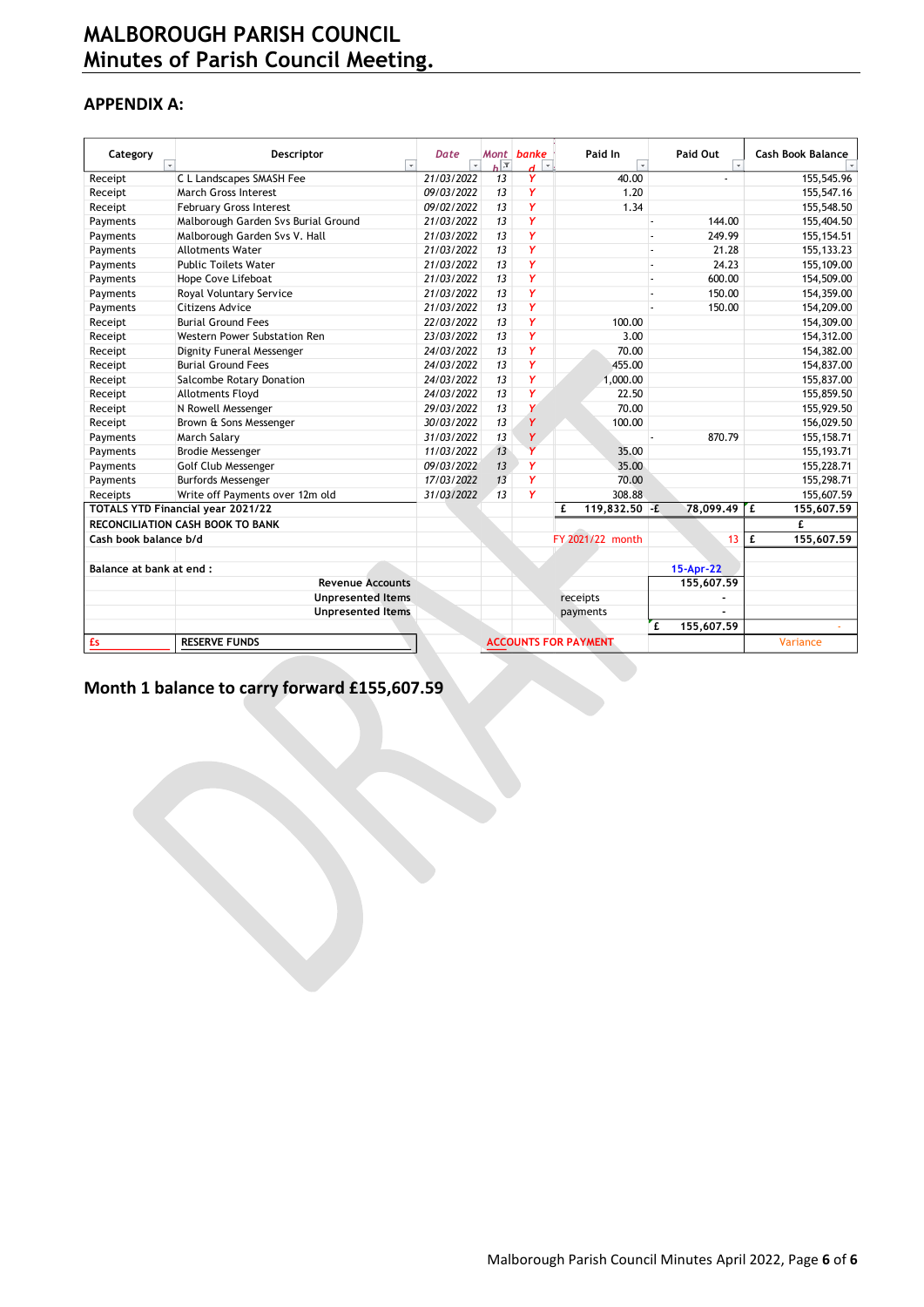## APPENDIX A:

| Category | Descriptor | Date | Month | banked | Paid In | Paid Out | Cash Book Balance |
|---|---|---|---|---|---|---|---|
| Receipt | C L Landscapes SMASH Fee | 21/03/2022 | 13 | Y | 40.00 | - | 155,545.96 |
| Receipt | March Gross Interest | 09/03/2022 | 13 | Y | 1.20 | | 155,547.16 |
| Receipt | February Gross Interest | 09/02/2022 | 13 | Y | 1.34 | | 155,548.50 |
| Payments | Malborough Garden Svs Burial Ground | 21/03/2022 | 13 | Y | | - 144.00 | 155,404.50 |
| Payments | Malborough Garden Svs V. Hall | 21/03/2022 | 13 | Y | | - 249.99 | 155,154.51 |
| Payments | Allotments Water | 21/03/2022 | 13 | Y | | - 21.28 | 155,133.23 |
| Payments | Public Toilets Water | 21/03/2022 | 13 | Y | | - 24.23 | 155,109.00 |
| Payments | Hope Cove Lifeboat | 21/03/2022 | 13 | Y | | - 600.00 | 154,509.00 |
| Payments | Royal Voluntary Service | 21/03/2022 | 13 | Y | | - 150.00 | 154,359.00 |
| Payments | Citizens Advice | 21/03/2022 | 13 | Y | | - 150.00 | 154,209.00 |
| Receipt | Burial Ground Fees | 22/03/2022 | 13 | Y | 100.00 | | 154,309.00 |
| Receipt | Western Power Substation Ren | 23/03/2022 | 13 | Y | 3.00 | | 154,312.00 |
| Receipt | Dignity Funeral Messenger | 24/03/2022 | 13 | Y | 70.00 | | 154,382.00 |
| Receipt | Burial Ground Fees | 24/03/2022 | 13 | Y | 455.00 | | 154,837.00 |
| Receipt | Salcombe Rotary Donation | 24/03/2022 | 13 | Y | 1,000.00 | | 155,837.00 |
| Receipt | Allotments Floyd | 24/03/2022 | 13 | Y | 22.50 | | 155,859.50 |
| Receipt | N Rowell Messenger | 29/03/2022 | 13 | Y | 70.00 | | 155,929.50 |
| Receipt | Brown & Sons Messenger | 30/03/2022 | 13 | Y | 100.00 | | 156,029.50 |
| Payments | March Salary | 31/03/2022 | 13 | Y | | - 870.79 | 155,158.71 |
| Payments | Brodie Messenger | 11/03/2022 | 13 | Y | 35.00 | | 155,193.71 |
| Payments | Golf Club Messenger | 09/03/2022 | 13 | Y | 35.00 | | 155,228.71 |
| Payments | Burfords Messenger | 17/03/2022 | 13 | Y | 70.00 | | 155,298.71 |
| Receipts | Write off Payments over 12m old | 31/03/2022 | 13 | Y | 308.88 | | 155,607.59 |
| TOTALS YTD Financial year 2021/22 | | | | | £ 119,832.50 | -£ 78,099.49 | £ 155,607.59 |
| RECONCILIATION CASH BOOK TO BANK | | | | | | | £ |
| Cash book balance b/d | | | | | FY 2021/22 month | 13 | £ 155,607.59 |
| | | | | | | | |
| Balance at bank at end : | | | | | | 15-Apr-22 | |
| | Revenue Accounts | | | | | 155,607.59 | |
| | Unpresented Items | | | | receipts | - | |
| | Unpresented Items | | | | payments | - | |
| | | | | | | £ 155,607.59 | - |
| £s | RESERVE FUNDS | | ACCOUNTS FOR PAYMENT | | | | Variance |

**Month 1 balance to carry forward £155,607.59**